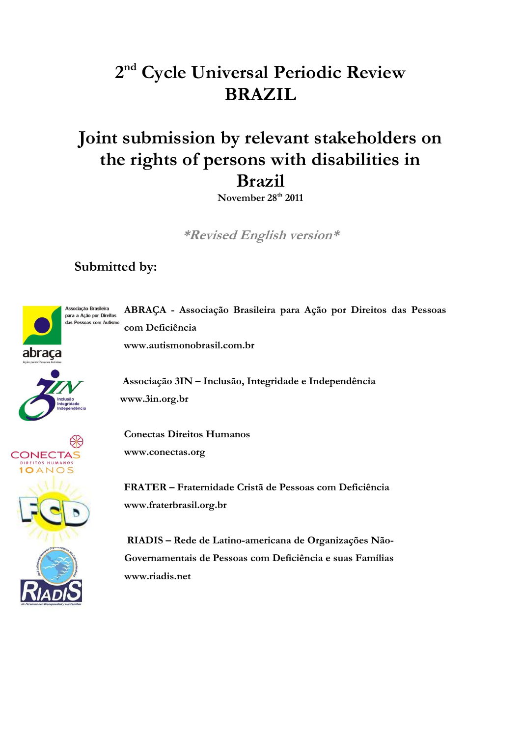# 2nd Cycle Universal Periodic Review BRAZIL

# Joint submission by relevant stakeholders on the rights of persons with disabilities in Brazil

November 28th 2011

*\*Revised English version\**

## Submitted by:

**ABRAÇA - Associação Brasileira para Ação por Direitos das Pessoas com Deficiência**

**www.autismonobrasil.com.br**

**Associação 3IN – Inclusão, Integridade e Independência**

**www.3in.org.br**

**Conectas Direitos Humanos**

**www.conectas.org**

**FRATER – Fraternidade Cristã de Pessoas com Deficiência**

**www.fraterbrasil.org.br**

**RIADIS – Rede de Latino-americana de Organizações Não-Governamentais de Pessoas com Deficiência e suas Famílias**

**www.riadis.net**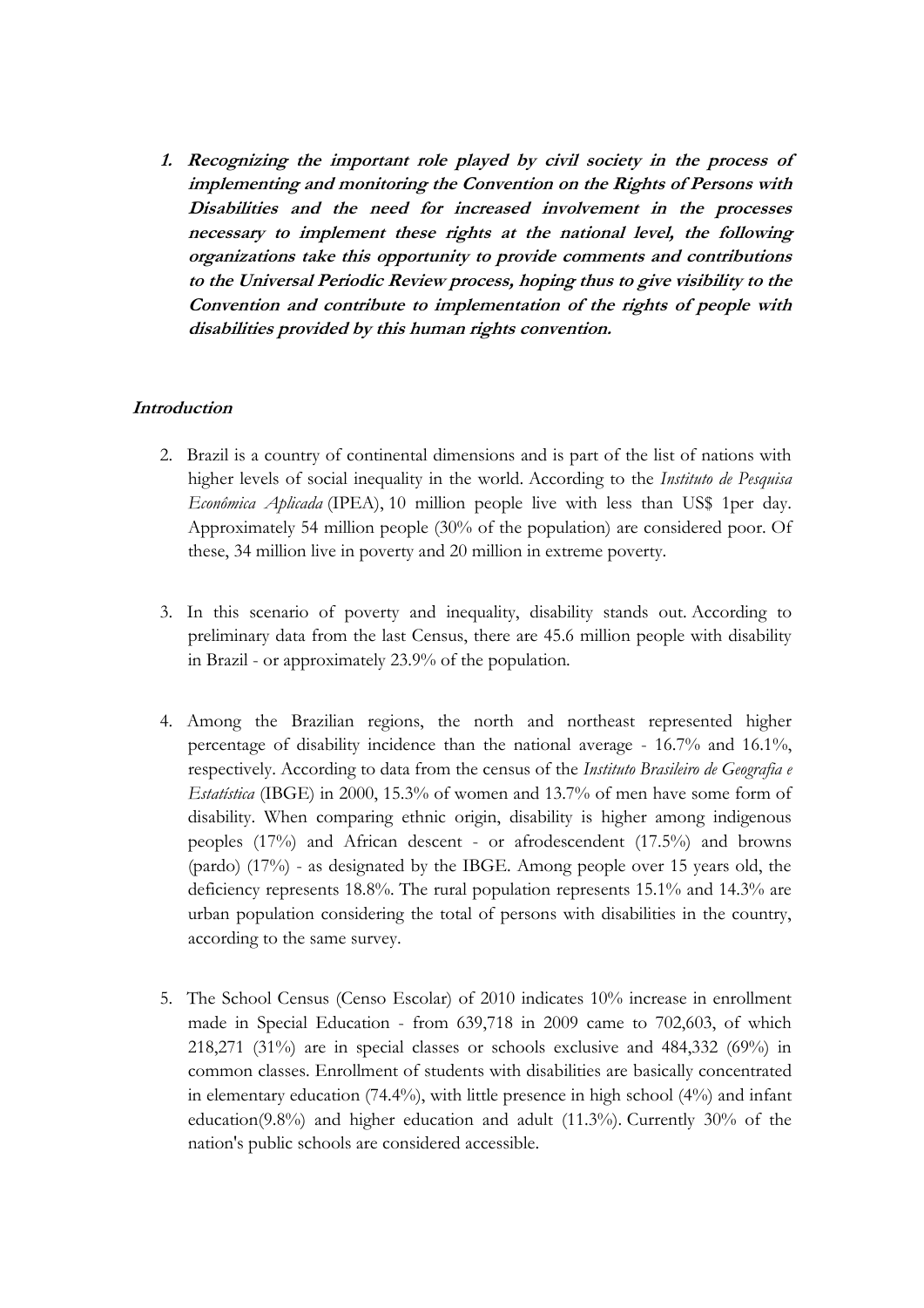1. **Recognizing the important role played by civil society in the process of implementing and monitoring the Convention on the Rights of Persons with Disabilities and the need for increased involvement in the processes necessary to implement these rights at the national level, the following organizations take this opportunity to provide comments and contributions to the Universal Periodic Review process, hoping thus to give visibility to the Convention and contribute to implementation of the rights of people with disabilities provided by this human rights convention.**

## Introduction

2. Brazil is a country of continental dimensions and is part of the list of nations with higher levels of social inequality in the world. According to the *Instituto de Pesquisa Econômica Aplicada* (IPEA), 10 million people live with less than US$ 1per day. Approximately 54 million people (30% of the population) are considered poor. Of these, 34 million live in poverty and 20 million in extreme poverty.

3. In this scenario of poverty and inequality, disability stands out. According to preliminary data from the last Census, there are 45.6 million people with disability in Brazil - or approximately 23.9% of the population.

4. Among the Brazilian regions, the north and northeast represented higher percentage of disability incidence than the national average - 16.7% and 16.1%, respectively. According to data from the census of the *Instituto Brasileiro de Geografia e Estatística* (IBGE) in 2000, 15.3% of women and 13.7% of men have some form of disability. When comparing ethnic origin, disability is higher among indigenous peoples (17%) and African descent - or afrodescendent (17.5%) and browns (pardo) (17%) - as designated by the IBGE. Among people over 15 years old, the deficiency represents 18.8%. The rural population represents 15.1% and 14.3% are urban population considering the total of persons with disabilities in the country, according to the same survey.

5. The School Census (Censo Escolar) of 2010 indicates 10% increase in enrollment made in Special Education - from 639,718 in 2009 came to 702,603, of which 218,271 (31%) are in special classes or schools exclusive and 484,332 (69%) in common classes. Enrollment of students with disabilities are basically concentrated in elementary education (74.4%), with little presence in high school (4%) and infant education(9.8%) and higher education and adult (11.3%). Currently 30% of the nation's public schools are considered accessible.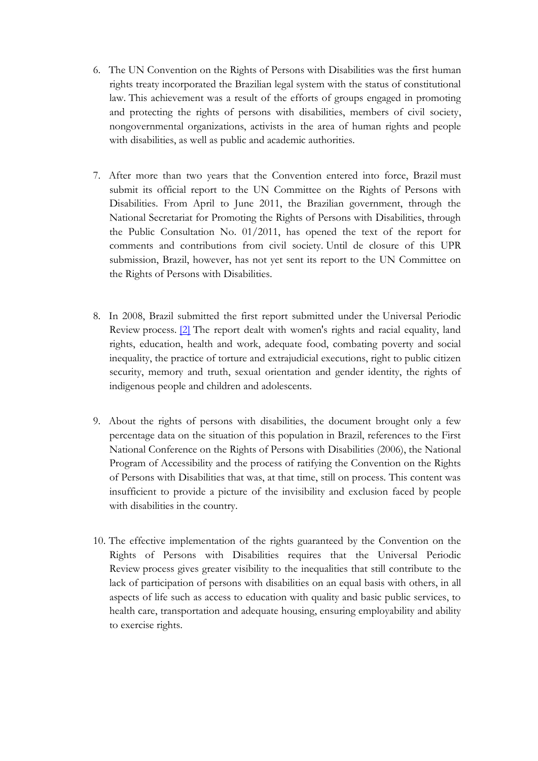6. The UN Convention on the Rights of Persons with Disabilities was the first human rights treaty incorporated the Brazilian legal system with the status of constitutional law. This achievement was a result of the efforts of groups engaged in promoting and protecting the rights of persons with disabilities, members of civil society, nongovernmental organizations, activists in the area of human rights and people with disabilities, as well as public and academic authorities.

7. After more than two years that the Convention entered into force, Brazil must submit its official report to the UN Committee on the Rights of Persons with Disabilities. From April to June 2011, the Brazilian government, through the National Secretariat for Promoting the Rights of Persons with Disabilities, through the Public Consultation No. 01/2011, has opened the text of the report for comments and contributions from civil society. Until de closure of this UPR submission, Brazil, however, has not yet sent its report to the UN Committee on the Rights of Persons with Disabilities.

8. In 2008, Brazil submitted the first report submitted under the Universal Periodic Review process. [2] The report dealt with women's rights and racial equality, land rights, education, health and work, adequate food, combating poverty and social inequality, the practice of torture and extrajudicial executions, right to public citizen security, memory and truth, sexual orientation and gender identity, the rights of indigenous people and children and adolescents.

9. About the rights of persons with disabilities, the document brought only a few percentage data on the situation of this population in Brazil, references to the First National Conference on the Rights of Persons with Disabilities (2006), the National Program of Accessibility and the process of ratifying the Convention on the Rights of Persons with Disabilities that was, at that time, still on process. This content was insufficient to provide a picture of the invisibility and exclusion faced by people with disabilities in the country.

10. The effective implementation of the rights guaranteed by the Convention on the Rights of Persons with Disabilities requires that the Universal Periodic Review process gives greater visibility to the inequalities that still contribute to the lack of participation of persons with disabilities on an equal basis with others, in all aspects of life such as access to education with quality and basic public services, to health care, transportation and adequate housing, ensuring employability and ability to exercise rights.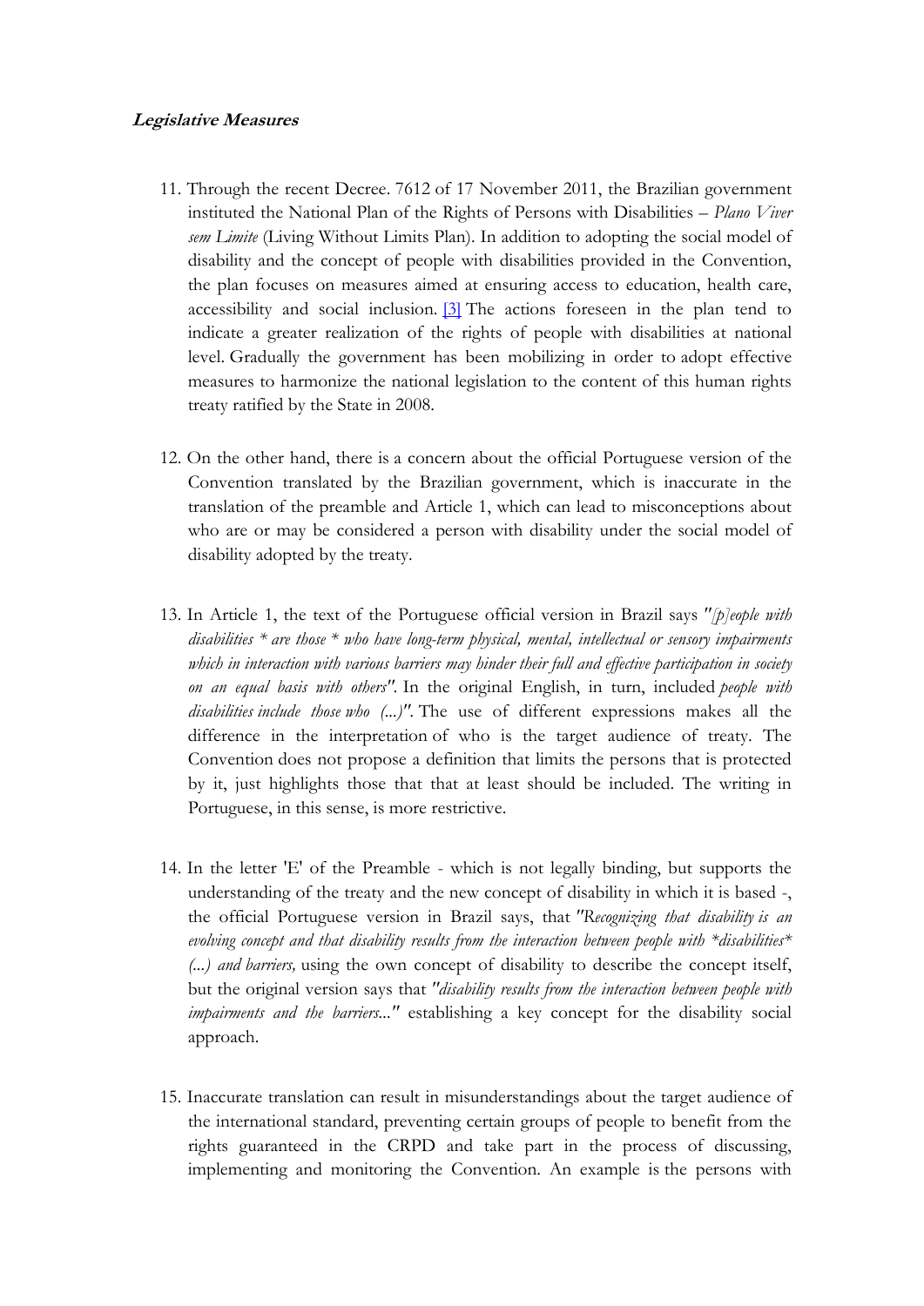**Legislative Measures**

11. Through the recent Decree. 7612 of 17 November 2011, the Brazilian government instituted the National Plan of the Rights of Persons with Disabilities – *Plano Viver sem Limite* (Living Without Limits Plan). In addition to adopting the social model of disability and the concept of people with disabilities provided in the Convention, the plan focuses on measures aimed at ensuring access to education, health care, accessibility and social inclusion. [3] The actions foreseen in the plan tend to indicate a greater realization of the rights of people with disabilities at national level. Gradually the government has been mobilizing in order to adopt effective measures to harmonize the national legislation to the content of this human rights treaty ratified by the State in 2008.

12. On the other hand, there is a concern about the official Portuguese version of the Convention translated by the Brazilian government, which is inaccurate in the translation of the preamble and Article 1, which can lead to misconceptions about who are or may be considered a person with disability under the social model of disability adopted by the treaty.

13. In Article 1, the text of the Portuguese official version in Brazil says *"[p]eople with disabilities * are those * who have long-term physical, mental, intellectual or sensory impairments which in interaction with various barriers may hinder their full and effective participation in society on an equal basis with others"*. In the original English, in turn, included *people with disabilities include those who (...)"*. The use of different expressions makes all the difference in the interpretation of who is the target audience of treaty. The Convention does not propose a definition that limits the persons that is protected by it, just highlights those that that at least should be included. The writing in Portuguese, in this sense, is more restrictive.

14. In the letter 'E' of the Preamble - which is not legally binding, but supports the understanding of the treaty and the new concept of disability in which it is based -, the official Portuguese version in Brazil says, that *"Recognizing that disability is an evolving concept and that disability results from the interaction between people with *disabilities* (...) and barriers,* using the own concept of disability to describe the concept itself, but the original version says that *"disability results from the interaction between people with impairments and the barriers..."* establishing a key concept for the disability social approach.

15. Inaccurate translation can result in misunderstandings about the target audience of the international standard, preventing certain groups of people to benefit from the rights guaranteed in the CRPD and take part in the process of discussing, implementing and monitoring the Convention. An example is the persons with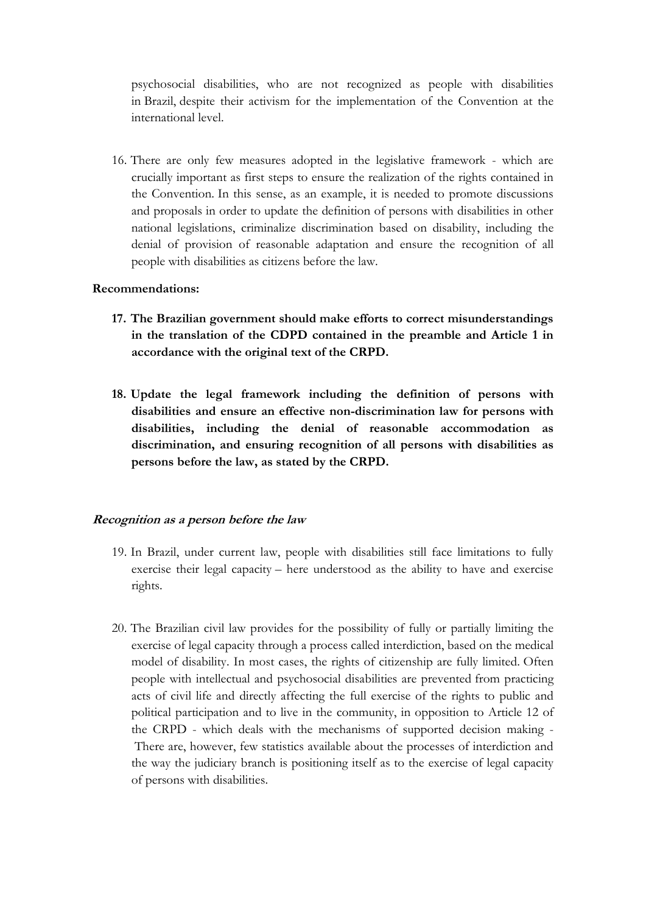psychosocial disabilities, who are not recognized as people with disabilities in Brazil, despite their activism for the implementation of the Convention at the international level.

16. There are only few measures adopted in the legislative framework - which are crucially important as first steps to ensure the realization of the rights contained in the Convention. In this sense, as an example, it is needed to promote discussions and proposals in order to update the definition of persons with disabilities in other national legislations, criminalize discrimination based on disability, including the denial of provision of reasonable adaptation and ensure the recognition of all people with disabilities as citizens before the law.

**Recommendations:**

17. **The Brazilian government should make efforts to correct misunderstandings in the translation of the CDPD contained in the preamble and Article 1 in accordance with the original text of the CRPD.**

18. **Update the legal framework including the definition of persons with disabilities and ensure an effective non-discrimination law for persons with disabilities, including the denial of reasonable accommodation as discrimination, and ensuring recognition of all persons with disabilities as persons before the law, as stated by the CRPD.**

***Recognition as a person before the law***

19. In Brazil, under current law, people with disabilities still face limitations to fully exercise their legal capacity – here understood as the ability to have and exercise rights.

20. The Brazilian civil law provides for the possibility of fully or partially limiting the exercise of legal capacity through a process called interdiction, based on the medical model of disability. In most cases, the rights of citizenship are fully limited. Often people with intellectual and psychosocial disabilities are prevented from practicing acts of civil life and directly affecting the full exercise of the rights to public and political participation and to live in the community, in opposition to Article 12 of the CRPD - which deals with the mechanisms of supported decision making - There are, however, few statistics available about the processes of interdiction and the way the judiciary branch is positioning itself as to the exercise of legal capacity of persons with disabilities.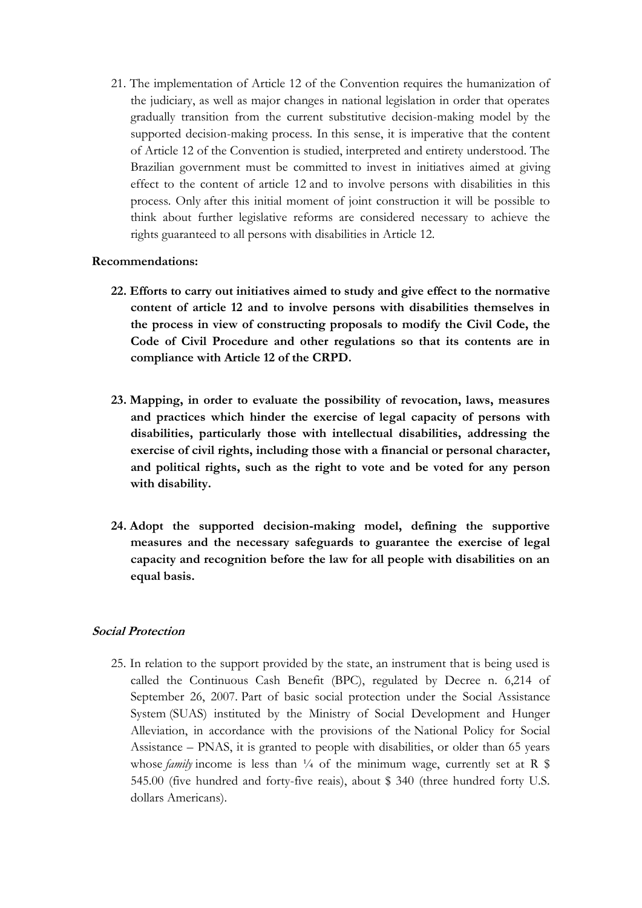21. The implementation of Article 12 of the Convention requires the humanization of the judiciary, as well as major changes in national legislation in order that operates gradually transition from the current substitutive decision-making model by the supported decision-making process. In this sense, it is imperative that the content of Article 12 of the Convention is studied, interpreted and entirety understood. The Brazilian government must be committed to invest in initiatives aimed at giving effect to the content of article 12 and to involve persons with disabilities in this process. Only after this initial moment of joint construction it will be possible to think about further legislative reforms are considered necessary to achieve the rights guaranteed to all persons with disabilities in Article 12.

**Recommendations:**

**22. Efforts to carry out initiatives aimed to study and give effect to the normative content of article 12 and to involve persons with disabilities themselves in the process in view of constructing proposals to modify the Civil Code, the Code of Civil Procedure and other regulations so that its contents are in compliance with Article 12 of the CRPD.**

**23. Mapping, in order to evaluate the possibility of revocation, laws, measures and practices which hinder the exercise of legal capacity of persons with disabilities, particularly those with intellectual disabilities, addressing the exercise of civil rights, including those with a financial or personal character, and political rights, such as the right to vote and be voted for any person with disability.**

**24. Adopt the supported decision-making model, defining the supportive measures and the necessary safeguards to guarantee the exercise of legal capacity and recognition before the law for all people with disabilities on an equal basis.**

### *Social Protection*

25. In relation to the support provided by the state, an instrument that is being used is called the Continuous Cash Benefit (BPC), regulated by Decree n. 6,214 of September 26, 2007. Part of basic social protection under the Social Assistance System (SUAS) instituted by the Ministry of Social Development and Hunger Alleviation, in accordance with the provisions of the National Policy for Social Assistance – PNAS, it is granted to people with disabilities, or older than 65 years whose *family* income is less than ¼ of the minimum wage, currently set at R $ 545.00 (five hundred and forty-five reais), about $ 340 (three hundred forty U.S. dollars Americans).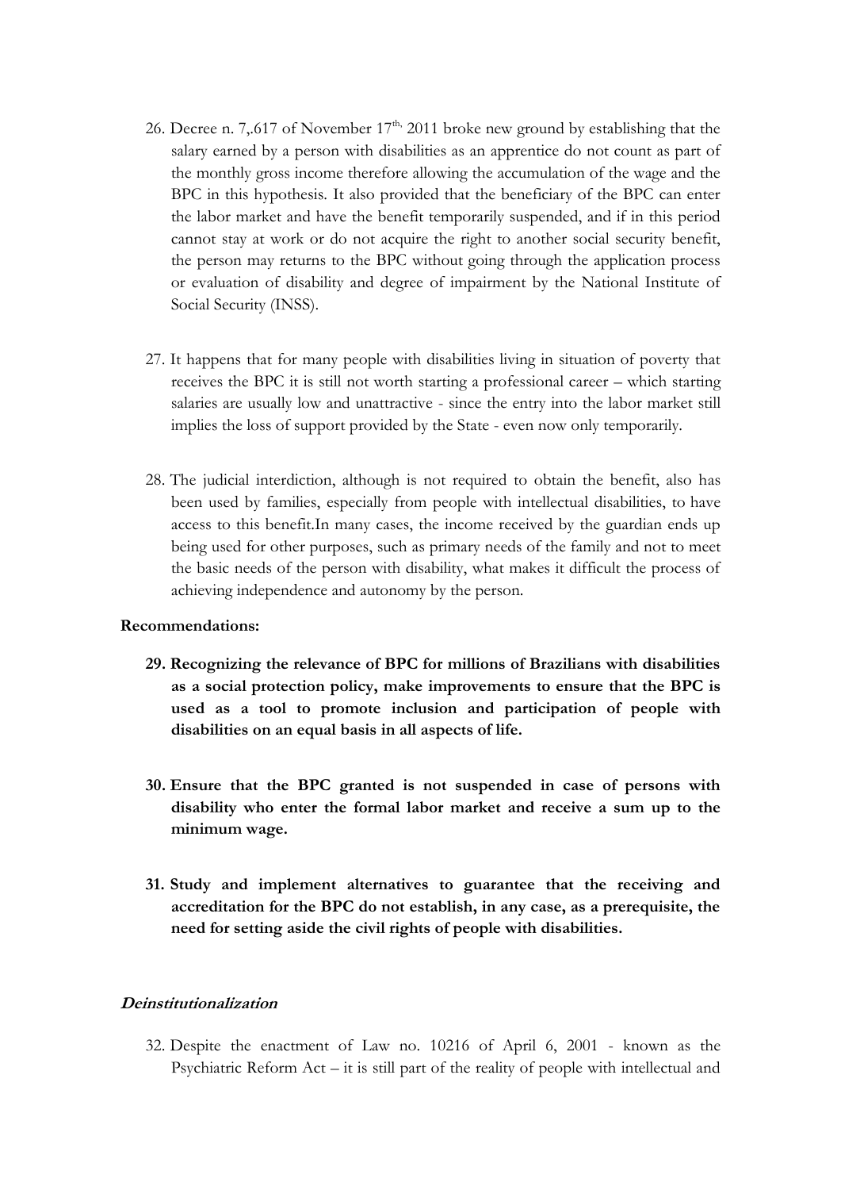26. Decree n. 7,.617 of November 17[th,] 2011 broke new ground by establishing that the salary earned by a person with disabilities as an apprentice do not count as part of the monthly gross income therefore allowing the accumulation of the wage and the BPC in this hypothesis. It also provided that the beneficiary of the BPC can enter the labor market and have the benefit temporarily suspended, and if in this period cannot stay at work or do not acquire the right to another social security benefit, the person may returns to the BPC without going through the application process or evaluation of disability and degree of impairment by the National Institute of Social Security (INSS).

27. It happens that for many people with disabilities living in situation of poverty that receives the BPC it is still not worth starting a professional career – which starting salaries are usually low and unattractive - since the entry into the labor market still implies the loss of support provided by the State - even now only temporarily.

28. The judicial interdiction, although is not required to obtain the benefit, also has been used by families, especially from people with intellectual disabilities, to have access to this benefit.In many cases, the income received by the guardian ends up being used for other purposes, such as primary needs of the family and not to meet the basic needs of the person with disability, what makes it difficult the process of achieving independence and autonomy by the person.

**Recommendations:**

**29. Recognizing the relevance of BPC for millions of Brazilians with disabilities as a social protection policy, make improvements to ensure that the BPC is used as a tool to promote inclusion and participation of people with disabilities on an equal basis in all aspects of life.**

**30. Ensure that the BPC granted is not suspended in case of persons with disability who enter the formal labor market and receive a sum up to the minimum wage.**

**31. Study and implement alternatives to guarantee that the receiving and accreditation for the BPC do not establish, in any case, as a prerequisite, the need for setting aside the civil rights of people with disabilities.**

***Deinstitutionalization***

32. Despite the enactment of Law no. 10216 of April 6, 2001 - known as the Psychiatric Reform Act – it is still part of the reality of people with intellectual and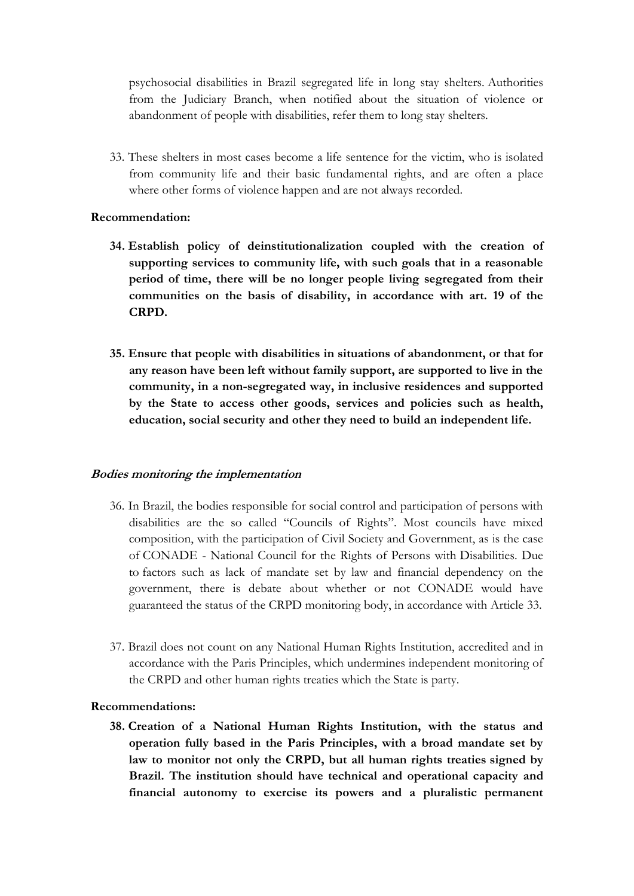psychosocial disabilities in Brazil segregated life in long stay shelters. Authorities from the Judiciary Branch, when notified about the situation of violence or abandonment of people with disabilities, refer them to long stay shelters.

33. These shelters in most cases become a life sentence for the victim, who is isolated from community life and their basic fundamental rights, and are often a place where other forms of violence happen and are not always recorded.

**Recommendation:**

**34. Establish policy of deinstitutionalization coupled with the creation of supporting services to community life, with such goals that in a reasonable period of time, there will be no longer people living segregated from their communities on the basis of disability, in accordance with art. 19 of the CRPD.**

**35. Ensure that people with disabilities in situations of abandonment, or that for any reason have been left without family support, are supported to live in the community, in a non-segregated way, in inclusive residences and supported by the State to access other goods, services and policies such as health, education, social security and other they need to build an independent life.**

***Bodies monitoring the implementation***

36. In Brazil, the bodies responsible for social control and participation of persons with disabilities are the so called "Councils of Rights". Most councils have mixed composition, with the participation of Civil Society and Government, as is the case of CONADE - National Council for the Rights of Persons with Disabilities. Due to factors such as lack of mandate set by law and financial dependency on the government, there is debate about whether or not CONADE would have guaranteed the status of the CRPD monitoring body, in accordance with Article 33.

37. Brazil does not count on any National Human Rights Institution, accredited and in accordance with the Paris Principles, which undermines independent monitoring of the CRPD and other human rights treaties which the State is party.

**Recommendations:**

**38. Creation of a National Human Rights Institution, with the status and operation fully based in the Paris Principles, with a broad mandate set by law to monitor not only the CRPD, but all human rights treaties signed by Brazil. The institution should have technical and operational capacity and financial autonomy to exercise its powers and a pluralistic permanent**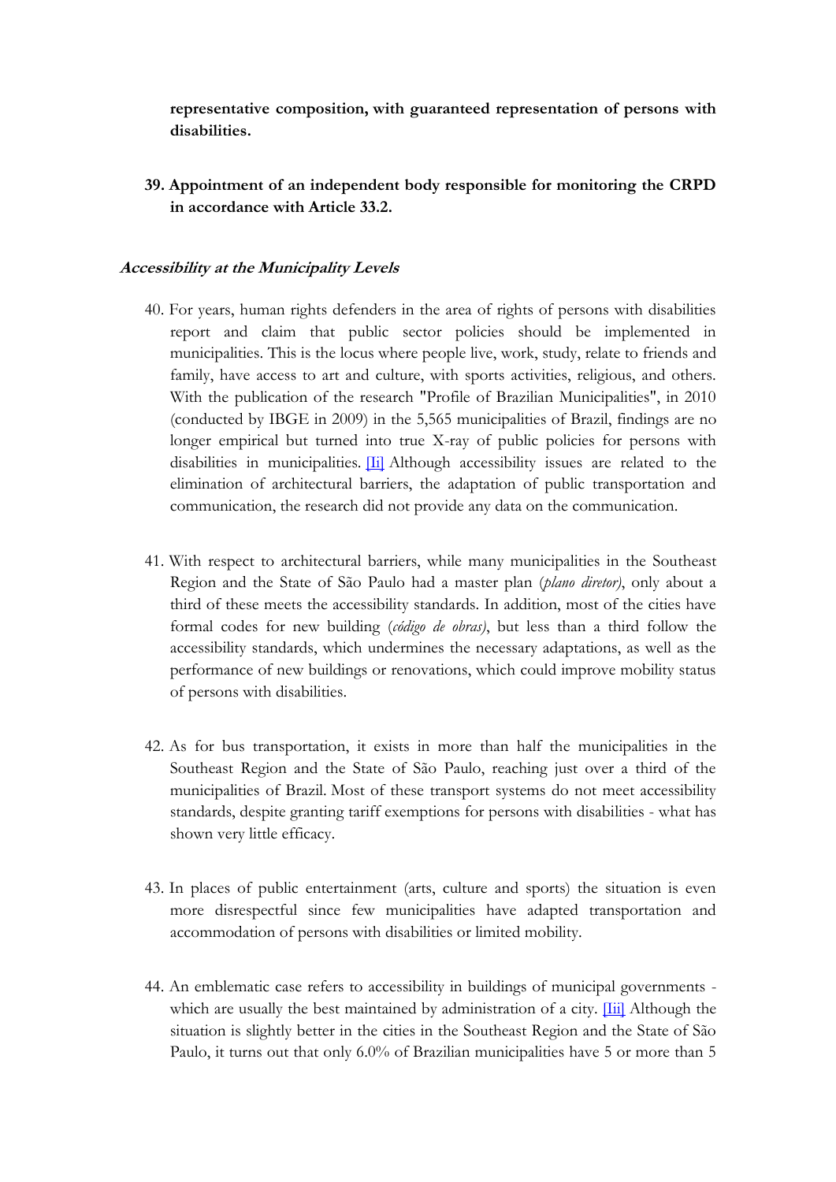**representative composition, with guaranteed representation of persons with disabilities.**

**39. Appointment of an independent body responsible for monitoring the CRPD in accordance with Article 33.2.**

***Accessibility at the Municipality Levels***

40. For years, human rights defenders in the area of rights of persons with disabilities report and claim that public sector policies should be implemented in municipalities. This is the locus where people live, work, study, relate to friends and family, have access to art and culture, with sports activities, religious, and others. With the publication of the research "Profile of Brazilian Municipalities", in 2010 (conducted by IBGE in 2009) in the 5,565 municipalities of Brazil, findings are no longer empirical but turned into true X-ray of public policies for persons with disabilities in municipalities. [Ii] Although accessibility issues are related to the elimination of architectural barriers, the adaptation of public transportation and communication, the research did not provide any data on the communication.

41. With respect to architectural barriers, while many municipalities in the Southeast Region and the State of São Paulo had a master plan (*plano diretor)*, only about a third of these meets the accessibility standards. In addition, most of the cities have formal codes for new building (*código de obras)*, but less than a third follow the accessibility standards, which undermines the necessary adaptations, as well as the performance of new buildings or renovations, which could improve mobility status of persons with disabilities.

42. As for bus transportation, it exists in more than half the municipalities in the Southeast Region and the State of São Paulo, reaching just over a third of the municipalities of Brazil. Most of these transport systems do not meet accessibility standards, despite granting tariff exemptions for persons with disabilities - what has shown very little efficacy.

43. In places of public entertainment (arts, culture and sports) the situation is even more disrespectful since few municipalities have adapted transportation and accommodation of persons with disabilities or limited mobility.

44. An emblematic case refers to accessibility in buildings of municipal governments - which are usually the best maintained by administration of a city. [Iii] Although the situation is slightly better in the cities in the Southeast Region and the State of São Paulo, it turns out that only 6.0% of Brazilian municipalities have 5 or more than 5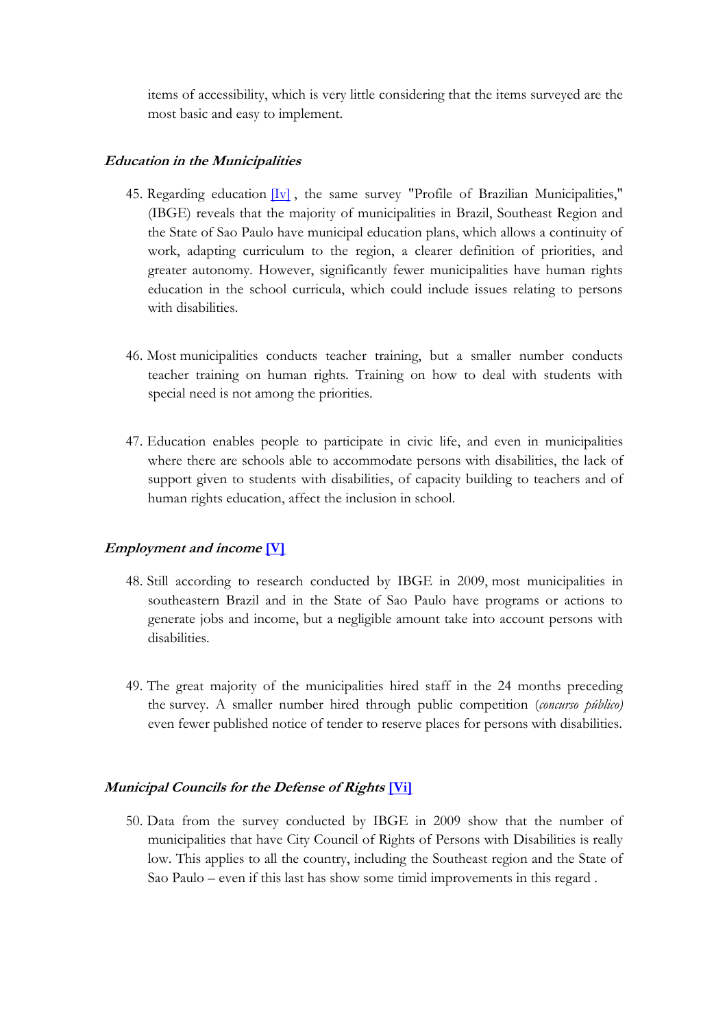items of accessibility, which is very little considering that the items surveyed are the most basic and easy to implement.

### *Education in the Municipalities*

45. Regarding education [Iv] , the same survey "Profile of Brazilian Municipalities," (IBGE) reveals that the majority of municipalities in Brazil, Southeast Region and the State of Sao Paulo have municipal education plans, which allows a continuity of work, adapting curriculum to the region, a clearer definition of priorities, and greater autonomy. However, significantly fewer municipalities have human rights education in the school curricula, which could include issues relating to persons with disabilities.

46. Most municipalities conducts teacher training, but a smaller number conducts teacher training on human rights. Training on how to deal with students with special need is not among the priorities.

47. Education enables people to participate in civic life, and even in municipalities where there are schools able to accommodate persons with disabilities, the lack of support given to students with disabilities, of capacity building to teachers and of human rights education, affect the inclusion in school.

### *Employment and income* [V]

48. Still according to research conducted by IBGE in 2009, most municipalities in southeastern Brazil and in the State of Sao Paulo have programs or actions to generate jobs and income, but a negligible amount take into account persons with disabilities.

49. The great majority of the municipalities hired staff in the 24 months preceding the survey. A smaller number hired through public competition (*concurso público)* even fewer published notice of tender to reserve places for persons with disabilities.

### *Municipal Councils for the Defense of Rights* [Vi]

50. Data from the survey conducted by IBGE in 2009 show that the number of municipalities that have City Council of Rights of Persons with Disabilities is really low. This applies to all the country, including the Southeast region and the State of Sao Paulo – even if this last has show some timid improvements in this regard .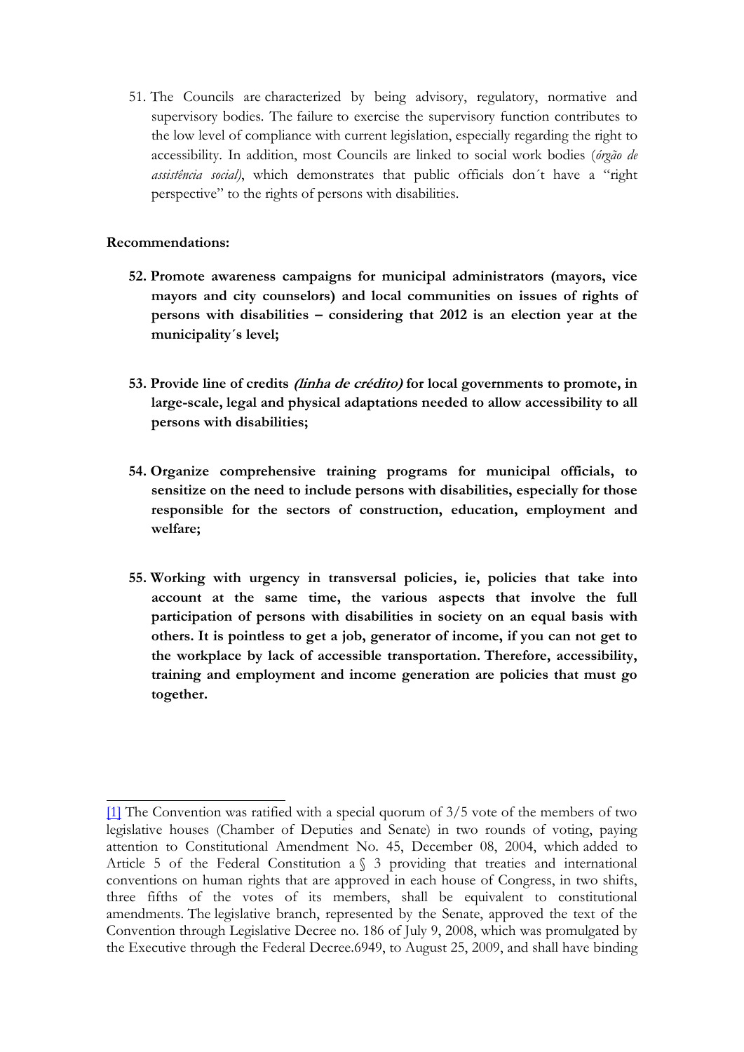51. The Councils are characterized by being advisory, regulatory, normative and supervisory bodies. The failure to exercise the supervisory function contributes to the low level of compliance with current legislation, especially regarding the right to accessibility. In addition, most Councils are linked to social work bodies (*órgão de assistência social)*, which demonstrates that public officials don´t have a "right perspective" to the rights of persons with disabilities.

**Recommendations:**

52. **Promote awareness campaigns for municipal administrators (mayors, vice mayors and city counselors) and local communities on issues of rights of persons with disabilities – considering that 2012 is an election year at the municipality´s level;**

53. **Provide line of credits *(linha de crédito)* for local governments to promote, in large-scale, legal and physical adaptations needed to allow accessibility to all persons with disabilities;**

54. **Organize comprehensive training programs for municipal officials, to sensitize on the need to include persons with disabilities, especially for those responsible for the sectors of construction, education, employment and welfare;**

55. **Working with urgency in transversal policies, ie, policies that take into account at the same time, the various aspects that involve the full participation of persons with disabilities in society on an equal basis with others. It is pointless to get a job, generator of income, if you can not get to the workplace by lack of accessible transportation. Therefore, accessibility, training and employment and income generation are policies that must go together.**

---

[1] The Convention was ratified with a special quorum of 3/5 vote of the members of two legislative houses (Chamber of Deputies and Senate) in two rounds of voting, paying attention to Constitutional Amendment No. 45, December 08, 2004, which added to Article 5 of the Federal Constitution a § 3 providing that treaties and international conventions on human rights that are approved in each house of Congress, in two shifts, three fifths of the votes of its members, shall be equivalent to constitutional amendments. The legislative branch, represented by the Senate, approved the text of the Convention through Legislative Decree no. 186 of July 9, 2008, which was promulgated by the Executive through the Federal Decree.6949, to August 25, 2009, and shall have binding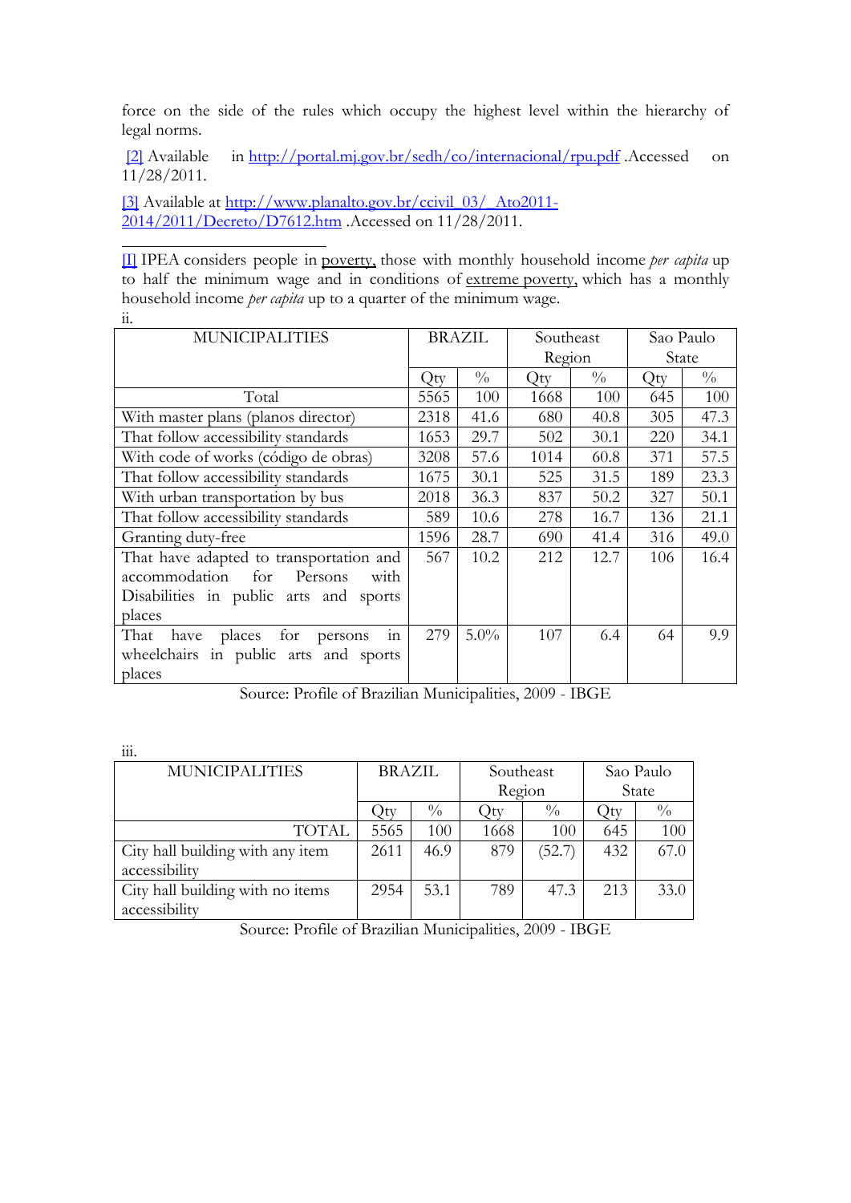force on the side of the rules which occupy the highest level within the hierarchy of legal norms.

[2] Available in http://portal.mj.gov.br/sedh/co/internacional/rpu.pdf .Accessed on 11/28/2011.

[3] Available at http://www.planalto.gov.br/ccivil_03/_Ato2011-2014/2011/Decreto/D7612.htm .Accessed on 11/28/2011.

---

[I] IPEA considers people in poverty, those with monthly household income *per capita* up to half the minimum wage and in conditions of extreme poverty, which has a monthly household income *per capita* up to a quarter of the minimum wage.

ii.

| MUNICIPALITIES | BRAZIL | | Southeast Region | | Sao Paulo State | |
|---|---|---|---|---|---|---|
| | Qty | % | Qty | % | Qty | % |
| Total | 5565 | 100 | 1668 | 100 | 645 | 100 |
| With master plans (planos director) | 2318 | 41.6 | 680 | 40.8 | 305 | 47.3 |
| That follow accessibility standards | 1653 | 29.7 | 502 | 30.1 | 220 | 34.1 |
| With code of works (código de obras) | 3208 | 57.6 | 1014 | 60.8 | 371 | 57.5 |
| That follow accessibility standards | 1675 | 30.1 | 525 | 31.5 | 189 | 23.3 |
| With urban transportation by bus | 2018 | 36.3 | 837 | 50.2 | 327 | 50.1 |
| That follow accessibility standards | 589 | 10.6 | 278 | 16.7 | 136 | 21.1 |
| Granting duty-free | 1596 | 28.7 | 690 | 41.4 | 316 | 49.0 |
| That have adapted to transportation and accommodation for Persons with Disabilities in public arts and sports places | 567 | 10.2 | 212 | 12.7 | 106 | 16.4 |
| That have places for persons in wheelchairs in public arts and sports places | 279 | 5.0% | 107 | 6.4 | 64 | 9.9 |

Source: Profile of Brazilian Municipalities, 2009 - IBGE

iii.

| MUNICIPALITIES | BRAZIL | | Southeast Region | | Sao Paulo State | |
|---|---|---|---|---|---|---|
| | Qty | % | Qty | % | Qty | % |
| TOTAL | 5565 | 100 | 1668 | 100 | 645 | 100 |
| City hall building with any item accessibility | 2611 | 46.9 | 879 | (52.7) | 432 | 67.0 |
| City hall building with no items accessibility | 2954 | 53.1 | 789 | 47.3 | 213 | 33.0 |

Source: Profile of Brazilian Municipalities, 2009 - IBGE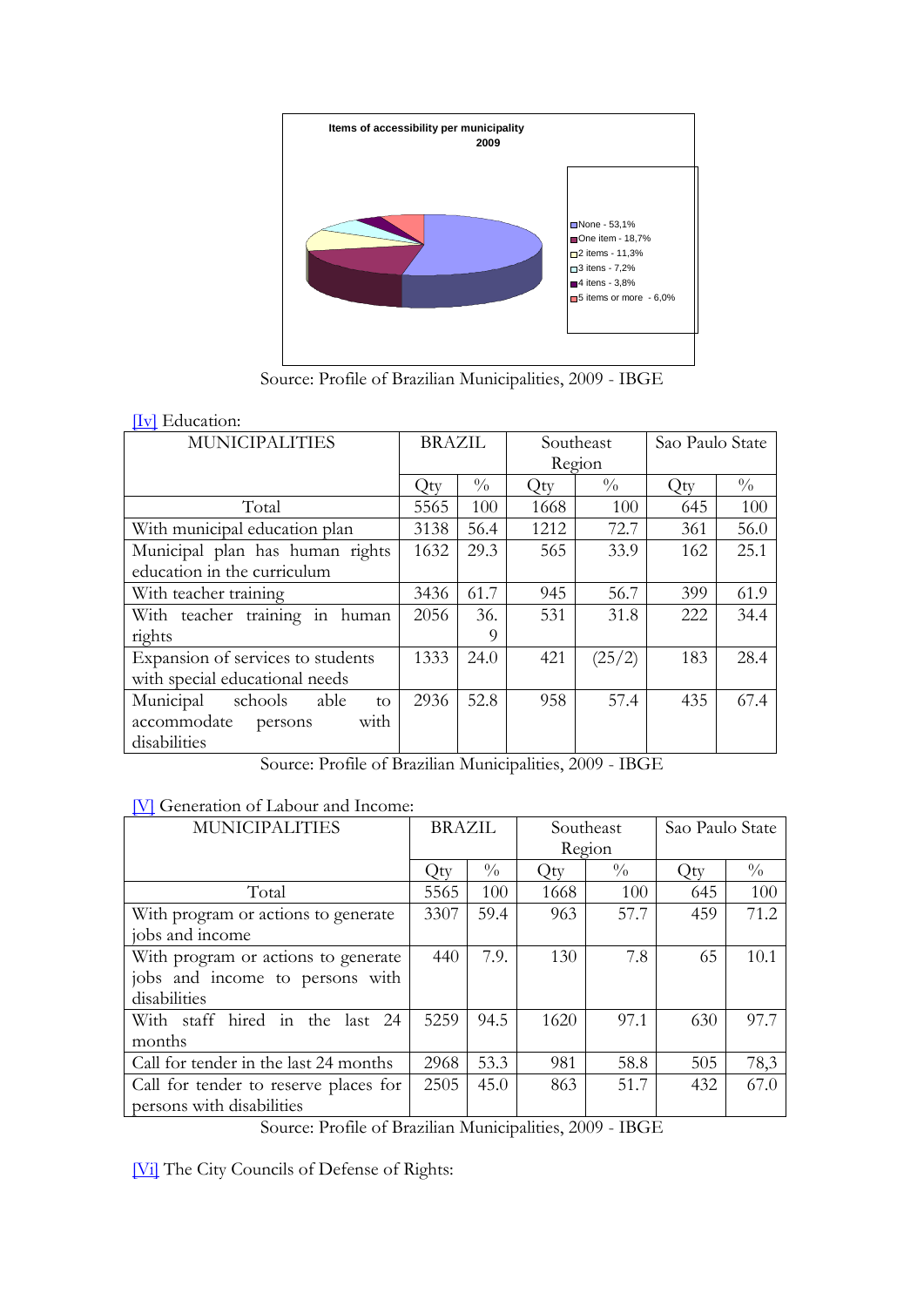**Items of accessibility per municipality 2009**

- None - 53,1%
- One item - 18,7%
- 2 items - 11,3%
- 3 itens - 7,2%
- 4 itens - 3,8%
- 5 items or more - 6,0%

Source: Profile of Brazilian Municipalities, 2009 - IBGE

[Iv] Education:

| MUNICIPALITIES | BRAZIL | | Southeast Region | | Sao Paulo State | |
|---|---|---|---|---|---|---|
| | Qty | % | Qty | % | Qty | % |
| Total | 5565 | 100 | 1668 | 100 | 645 | 100 |
| With municipal education plan | 3138 | 56.4 | 1212 | 72.7 | 361 | 56.0 |
| Municipal plan has human rights education in the curriculum | 1632 | 29.3 | 565 | 33.9 | 162 | 25.1 |
| With teacher training | 3436 | 61.7 | 945 | 56.7 | 399 | 61.9 |
| With teacher training in human rights | 2056 | 36.9 | 531 | 31.8 | 222 | 34.4 |
| Expansion of services to students with special educational needs | 1333 | 24.0 | 421 | (25/2) | 183 | 28.4 |
| Municipal schools able to accommodate persons with disabilities | 2936 | 52.8 | 958 | 57.4 | 435 | 67.4 |

Source: Profile of Brazilian Municipalities, 2009 - IBGE

[V] Generation of Labour and Income:

| MUNICIPALITIES | BRAZIL | | Southeast Region | | Sao Paulo State | |
|---|---|---|---|---|---|---|
| | Qty | % | Qty | % | Qty | % |
| Total | 5565 | 100 | 1668 | 100 | 645 | 100 |
| With program or actions to generate jobs and income | 3307 | 59.4 | 963 | 57.7 | 459 | 71.2 |
| With program or actions to generate jobs and income to persons with disabilities | 440 | 7.9. | 130 | 7.8 | 65 | 10.1 |
| With staff hired in the last 24 months | 5259 | 94.5 | 1620 | 97.1 | 630 | 97.7 |
| Call for tender in the last 24 months | 2968 | 53.3 | 981 | 58.8 | 505 | 78,3 |
| Call for tender to reserve places for persons with disabilities | 2505 | 45.0 | 863 | 51.7 | 432 | 67.0 |

Source: Profile of Brazilian Municipalities, 2009 - IBGE

[Vi] The City Councils of Defense of Rights: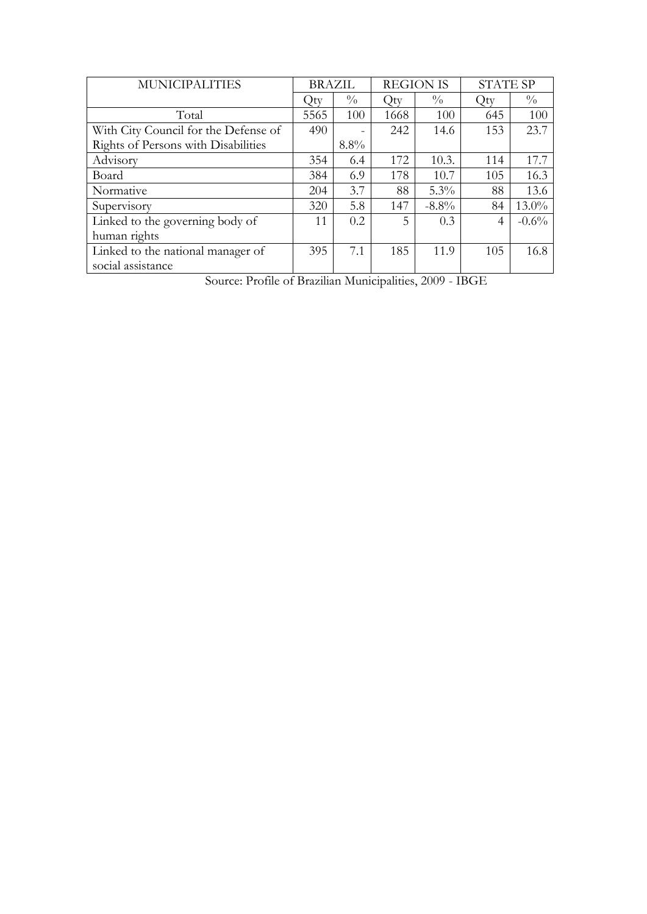| MUNICIPALITIES | BRAZIL | | REGION IS | | STATE SP | |
|---|---|---|---|---|---|---|
| | Qty | % | Qty | % | Qty | % |
| Total | 5565 | 100 | 1668 | 100 | 645 | 100 |
| With City Council for the Defense of Rights of Persons with Disabilities | 490 | - 8.8% | 242 | 14.6 | 153 | 23.7 |
| Advisory | 354 | 6.4 | 172 | 10.3. | 114 | 17.7 |
| Board | 384 | 6.9 | 178 | 10.7 | 105 | 16.3 |
| Normative | 204 | 3.7 | 88 | 5.3% | 88 | 13.6 |
| Supervisory | 320 | 5.8 | 147 | -8.8% | 84 | 13.0% |
| Linked to the governing body of human rights | 11 | 0.2 | 5 | 0.3 | 4 | -0.6% |
| Linked to the national manager of social assistance | 395 | 7.1 | 185 | 11.9 | 105 | 16.8 |

Source: Profile of Brazilian Municipalities, 2009 - IBGE